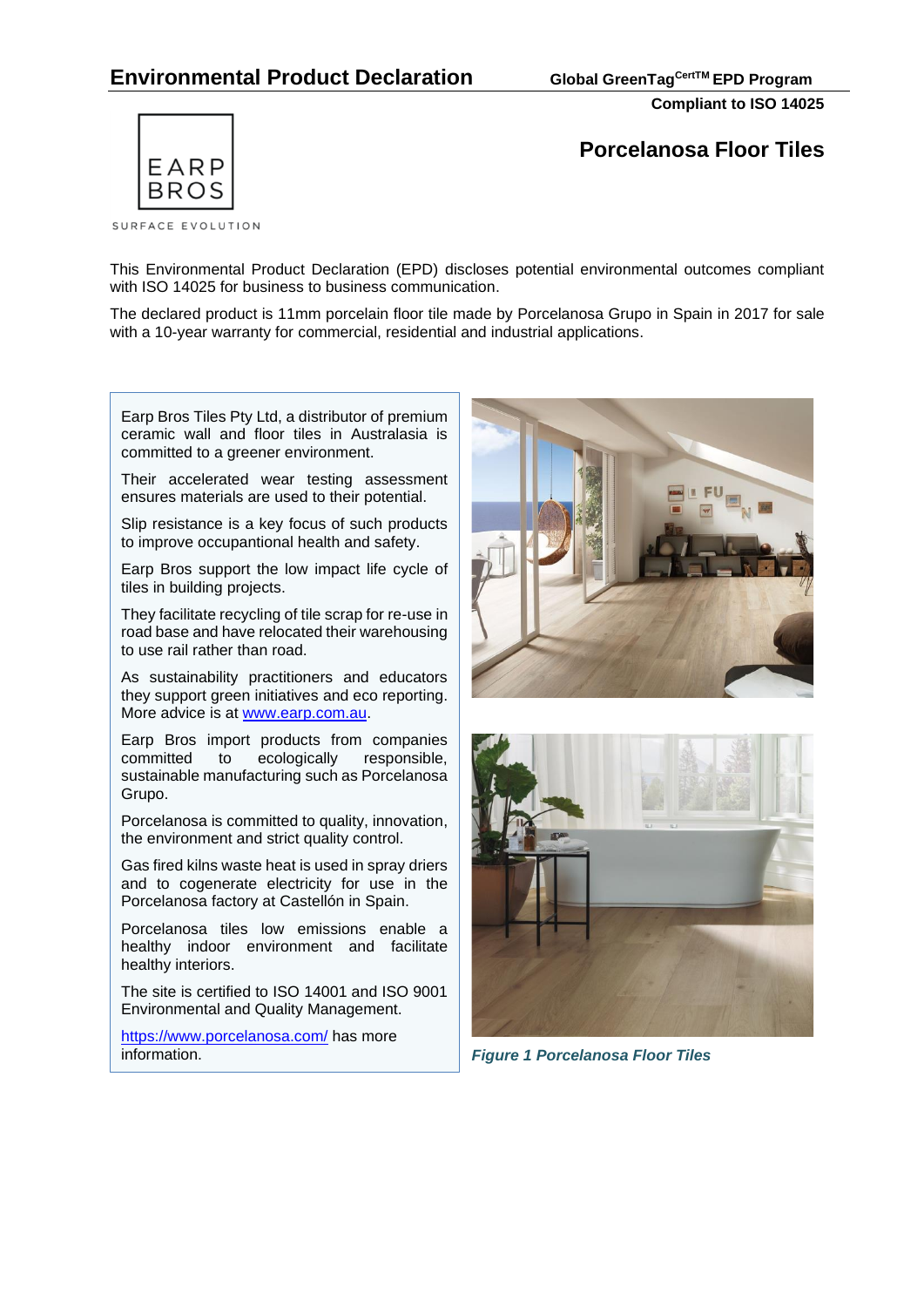# Environmental Product Declaration

**Global GreenTag$^{CertTM}$ EPD Program**

**Compliant to ISO 14025**

EARP BROS

SURFACE EVOLUTION

## Porcelanosa Floor Tiles

This Environmental Product Declaration (EPD) discloses potential environmental outcomes compliant with ISO 14025 for business to business communication.

The declared product is 11mm porcelain floor tile made by Porcelanosa Grupo in Spain in 2017 for sale with a 10-year warranty for commercial, residential and industrial applications.

Earp Bros Tiles Pty Ltd, a distributor of premium ceramic wall and floor tiles in Australasia is committed to a greener environment.

Their accelerated wear testing assessment ensures materials are used to their potential.

Slip resistance is a key focus of such products to improve occupantional health and safety.

Earp Bros support the low impact life cycle of tiles in building projects.

They facilitate recycling of tile scrap for re-use in road base and have relocated their warehousing to use rail rather than road.

As sustainability practitioners and educators they support green initiatives and eco reporting. More advice is at [www.earp.com.au](http://www.earp.com.au).

Earp Bros import products from companies committed to ecologically responsible, sustainable manufacturing such as Porcelanosa Grupo.

Porcelanosa is committed to quality, innovation, the environment and strict quality control.

Gas fired kilns waste heat is used in spray driers and to cogenerate electricity for use in the Porcelanosa factory at Castellón in Spain.

Porcelanosa tiles low emissions enable a healthy indoor environment and facilitate healthy interiors.

The site is certified to ISO 14001 and ISO 9001 Environmental and Quality Management.

[https://www.porcelanosa.com/](https://www.porcelanosa.com/) has more information.

*Figure 1 Porcelanosa Floor Tiles*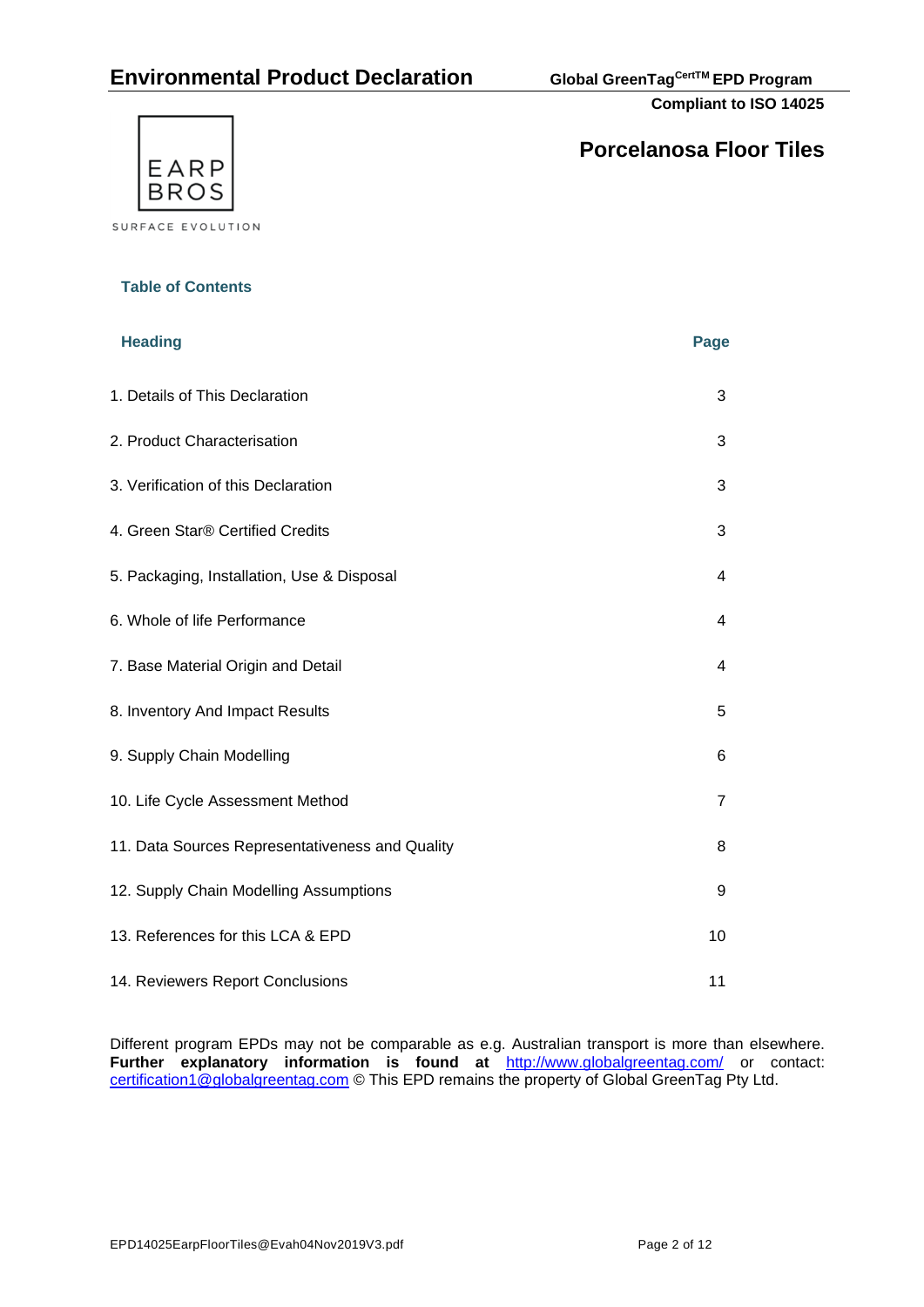# Porcelanosa Floor Tiles

## Table of Contents

| Heading | Page |
|---|---|
| 1. Details of This Declaration | 3 |
| 2. Product Characterisation | 3 |
| 3. Verification of this Declaration | 3 |
| 4. Green Star® Certified Credits | 3 |
| 5. Packaging, Installation, Use & Disposal | 4 |
| 6. Whole of life Performance | 4 |
| 7. Base Material Origin and Detail | 4 |
| 8. Inventory And Impact Results | 5 |
| 9. Supply Chain Modelling | 6 |
| 10. Life Cycle Assessment Method | 7 |
| 11. Data Sources Representativeness and Quality | 8 |
| 12. Supply Chain Modelling Assumptions | 9 |
| 13. References for this LCA & EPD | 10 |
| 14. Reviewers Report Conclusions | 11 |

Different program EPDs may not be comparable as e.g. Australian transport is more than elsewhere. **Further explanatory information is found at** http://www.globalgreentag.com/ or contact: certification1@globalgreentag.com © This EPD remains the property of Global GreenTag Pty Ltd.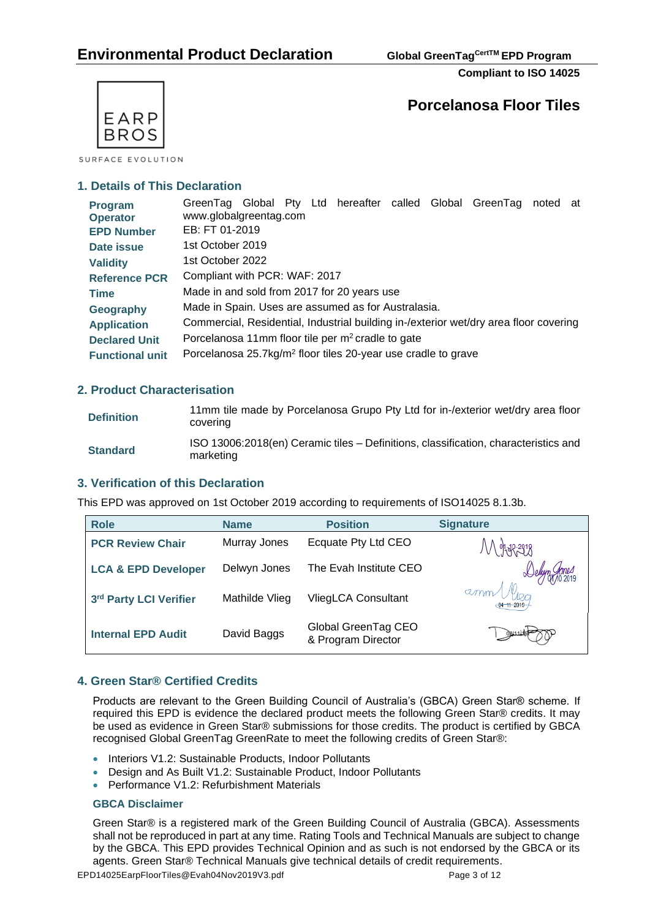# Environmental Product Declaration

**Global GreenTag[CertTM] EPD Program**

**Compliant to ISO 14025**

EARP BROS

SURFACE EVOLUTION

## Porcelanosa Floor Tiles

### 1. Details of This Declaration

| | |
|---|---|
| **Program Operator** | GreenTag Global Pty Ltd hereafter called Global GreenTag noted at www.globalgreentag.com |
| **EPD Number** | EB: FT 01-2019 |
| **Date issue** | 1st October 2019 |
| **Validity** | 1st October 2022 |
| **Reference PCR** | Compliant with PCR: WAF: 2017 |
| **Time** | Made in and sold from 2017 for 20 years use |
| **Geography** | Made in Spain. Uses are assumed as for Australasia. |
| **Application** | Commercial, Residential, Industrial building in-/exterior wet/dry area floor covering |
| **Declared Unit** | Porcelanosa 11mm floor tile per $m^2$ cradle to gate |
| **Functional unit** | Porcelanosa 25.7kg/$m^2$ floor tiles 20-year use cradle to grave |

### 2. Product Characterisation

| | |
|---|---|
| **Definition** | 11mm tile made by Porcelanosa Grupo Pty Ltd for in-/exterior wet/dry area floor covering |
| **Standard** | ISO 13006:2018(en) Ceramic tiles – Definitions, classification, characteristics and marketing |

### 3. Verification of this Declaration

This EPD was approved on 1st October 2019 according to requirements of ISO14025 8.1.3b.

| Role | Name | Position | Signature |
|---|---|---|---|
| **PCR Review Chair** | Murray Jones | Ecquate Pty Ltd CEO | 01-10-2019 |
| **LCA & EPD Developer** | Delwyn Jones | The Evah Institute CEO | 01/10 2019 |
| **3rd Party LCI Verifier** | Mathilde Vlieg | VliegLCA Consultant | 04-11-2019 |
| **Internal EPD Audit** | David Baggs | Global GreenTag CEO & Program Director | 08/11/19 |

### 4. Green Star® Certified Credits

Products are relevant to the Green Building Council of Australia's (GBCA) Green Star® scheme. If required this EPD is evidence the declared product meets the following Green Star® credits. It may be used as evidence in Green Star® submissions for those credits. The product is certified by GBCA recognised Global GreenTag GreenRate to meet the following credits of Green Star®:

- Interiors V1.2: Sustainable Products, Indoor Pollutants
- Design and As Built V1.2: Sustainable Product, Indoor Pollutants
- Performance V1.2: Refurbishment Materials

#### GBCA Disclaimer

Green Star® is a registered mark of the Green Building Council of Australia (GBCA). Assessments shall not be reproduced in part at any time. Rating Tools and Technical Manuals are subject to change by the GBCA. This EPD provides Technical Opinion and as such is not endorsed by the GBCA or its agents. Green Star® Technical Manuals give technical details of credit requirements.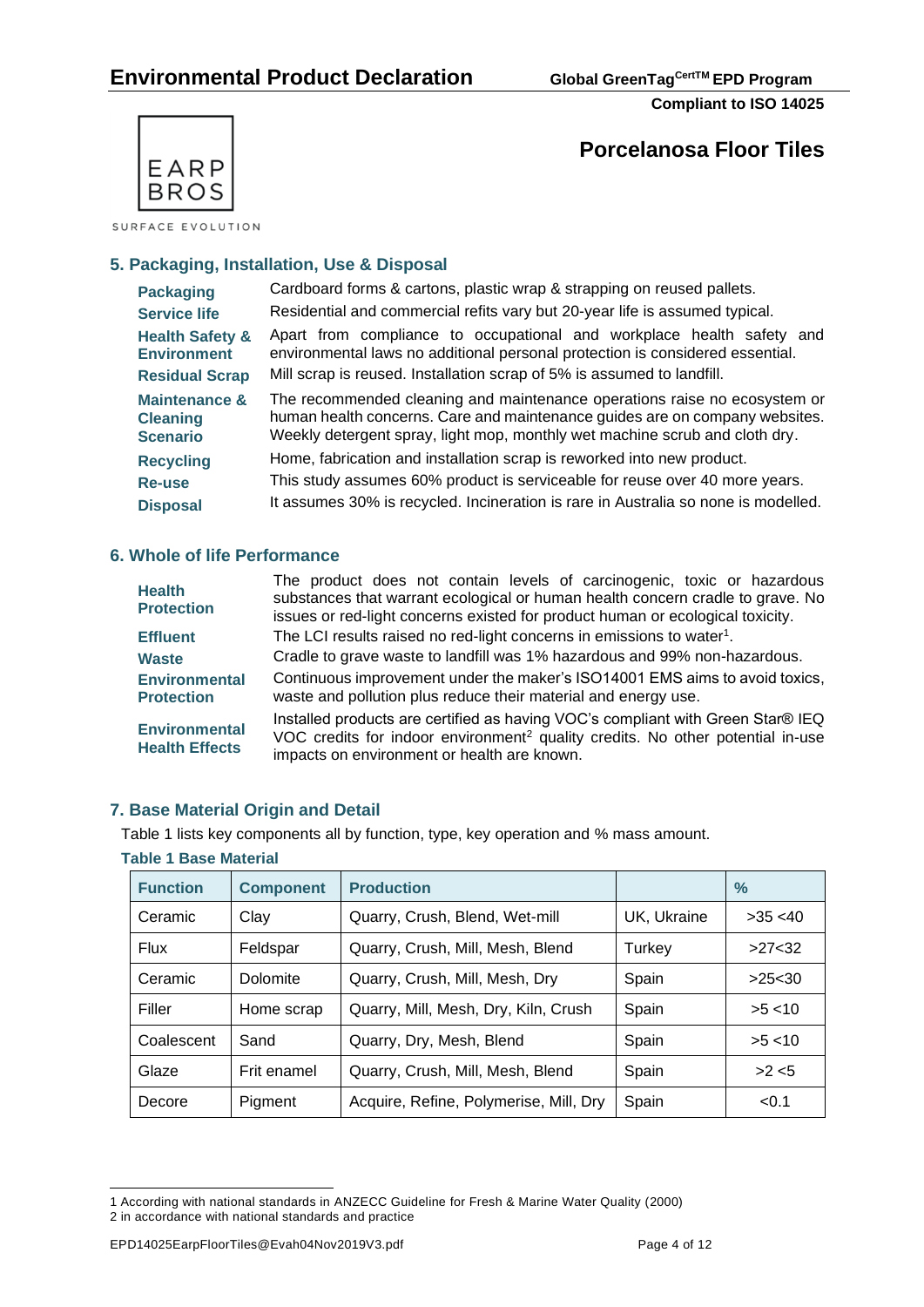## 5. Packaging, Installation, Use & Disposal

| | |
|---|---|
| **Packaging** | Cardboard forms & cartons, plastic wrap & strapping on reused pallets. |
| **Service life** | Residential and commercial refits vary but 20-year life is assumed typical. |
| **Health Safety & Environment** | Apart from compliance to occupational and workplace health safety and environmental laws no additional personal protection is considered essential. |
| **Residual Scrap** | Mill scrap is reused. Installation scrap of 5% is assumed to landfill. |
| **Maintenance & Cleaning Scenario** | The recommended cleaning and maintenance operations raise no ecosystem or human health concerns. Care and maintenance guides are on company websites. Weekly detergent spray, light mop, monthly wet machine scrub and cloth dry. |
| **Recycling** | Home, fabrication and installation scrap is reworked into new product. |
| **Re-use** | This study assumes 60% product is serviceable for reuse over 40 more years. |
| **Disposal** | It assumes 30% is recycled. Incineration is rare in Australia so none is modelled. |

## 6. Whole of life Performance

| | |
|---|---|
| **Health Protection** | The product does not contain levels of carcinogenic, toxic or hazardous substances that warrant ecological or human health concern cradle to grave. No issues or red-light concerns existed for product human or ecological toxicity. |
| **Effluent** | The LCI results raised no red-light concerns in emissions to water[1]. |
| **Waste** | Cradle to grave waste to landfill was 1% hazardous and 99% non-hazardous. |
| **Environmental Protection** | Continuous improvement under the maker's ISO14001 EMS aims to avoid toxics, waste and pollution plus reduce their material and energy use. |
| **Environmental Health Effects** | Installed products are certified as having VOC's compliant with Green Star® IEQ VOC credits for indoor environment[2] quality credits. No other potential in-use impacts on environment or health are known. |

## 7. Base Material Origin and Detail

Table 1 lists key components all by function, type, key operation and % mass amount.

**Table 1 Base Material**

| Function | Component | Production | | % |
|---|---|---|---|---|
| Ceramic | Clay | Quarry, Crush, Blend, Wet-mill | UK, Ukraine | >35 <40 |
| Flux | Feldspar | Quarry, Crush, Mill, Mesh, Blend | Turkey | >27<32 |
| Ceramic | Dolomite | Quarry, Crush, Mill, Mesh, Dry | Spain | >25<30 |
| Filler | Home scrap | Quarry, Mill, Mesh, Dry, Kiln, Crush | Spain | >5 <10 |
| Coalescent | Sand | Quarry, Dry, Mesh, Blend | Spain | >5 <10 |
| Glaze | Frit enamel | Quarry, Crush, Mill, Mesh, Blend | Spain | >2 <5 |
| Decore | Pigment | Acquire, Refine, Polymerise, Mill, Dry | Spain | <0.1 |

1 According with national standards in ANZECC Guideline for Fresh & Marine Water Quality (2000)
2 in accordance with national standards and practice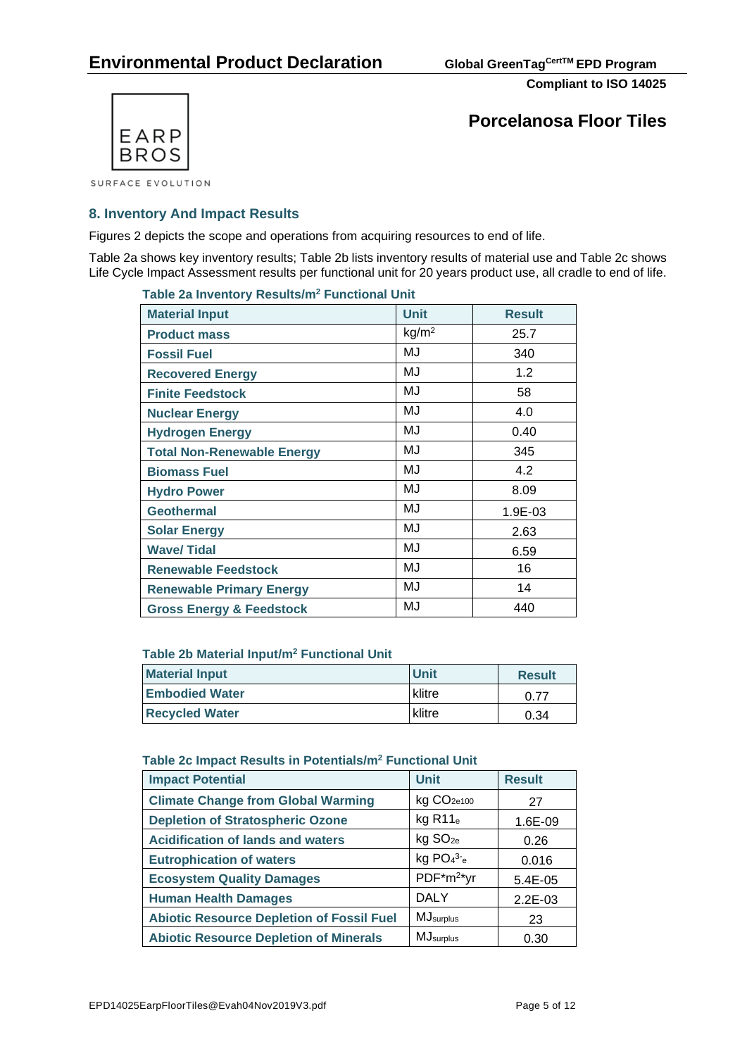# Porcelanosa Floor Tiles

## 8. Inventory And Impact Results

Figures 2 depicts the scope and operations from acquiring resources to end of life.

Table 2a shows key inventory results; Table 2b lists inventory results of material use and Table 2c shows Life Cycle Impact Assessment results per functional unit for 20 years product use, all cradle to end of life.

**Table 2a Inventory Results/m² Functional Unit**

| Material Input | Unit | Result |
|---|---|---|
| Product mass | $kg/m^2$ | 25.7 |
| Fossil Fuel | MJ | 340 |
| Recovered Energy | MJ | 1.2 |
| Finite Feedstock | MJ | 58 |
| Nuclear Energy | MJ | 4.0 |
| Hydrogen Energy | MJ | 0.40 |
| Total Non-Renewable Energy | MJ | 345 |
| Biomass Fuel | MJ | 4.2 |
| Hydro Power | MJ | 8.09 |
| Geothermal | MJ | 1.9E-03 |
| Solar Energy | MJ | 2.63 |
| Wave/ Tidal | MJ | 6.59 |
| Renewable Feedstock | MJ | 16 |
| Renewable Primary Energy | MJ | 14 |
| Gross Energy & Feedstock | MJ | 440 |

**Table 2b Material Input/m² Functional Unit**

| Material Input | Unit | Result |
|---|---|---|
| Embodied Water | klitre | 0.77 |
| Recycled Water | klitre | 0.34 |

**Table 2c Impact Results in Potentials/m² Functional Unit**

| Impact Potential | Unit | Result |
|---|---|---|
| Climate Change from Global Warming | kg $CO_{2e100}$ | 27 |
| Depletion of Stratospheric Ozone | kg $R11_e$ | 1.6E-09 |
| Acidification of lands and waters | kg $SO_{2e}$ | 0.26 |
| Eutrophication of waters | kg $PO_4{}^{3-}{}_e$ | 0.016 |
| Ecosystem Quality Damages | $PDF*m^2*yr$ | 5.4E-05 |
| Human Health Damages | DALY | 2.2E-03 |
| Abiotic Resource Depletion of Fossil Fuel | $MJ_{surplus}$ | 23 |
| Abiotic Resource Depletion of Minerals | $MJ_{surplus}$ | 0.30 |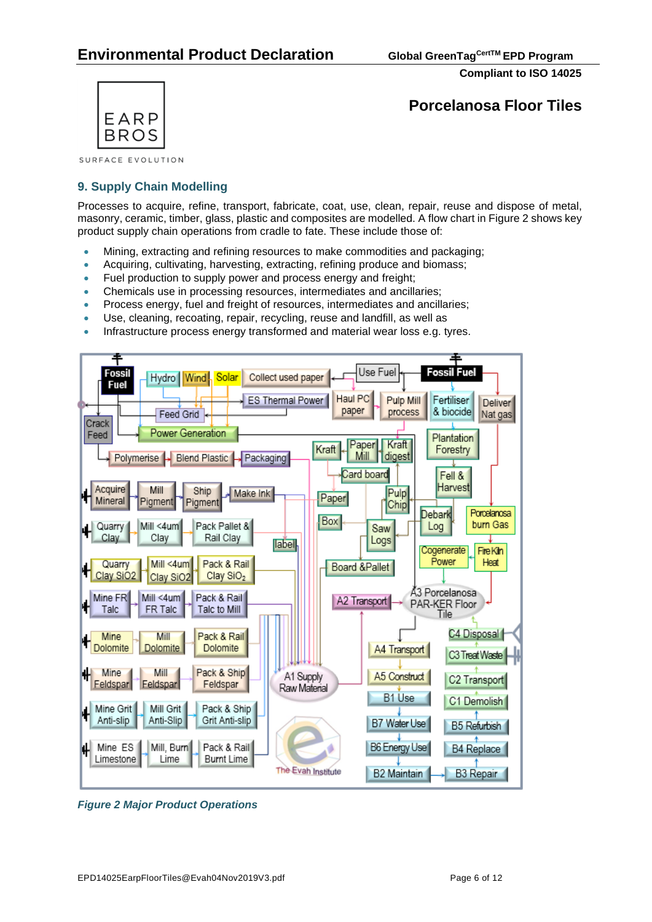## 9. Supply Chain Modelling

Processes to acquire, refine, transport, fabricate, coat, use, clean, repair, reuse and dispose of metal, masonry, ceramic, timber, glass, plastic and composites are modelled. A flow chart in Figure 2 shows key product supply chain operations from cradle to fate. These include those of:

- Mining, extracting and refining resources to make commodities and packaging;
- Acquiring, cultivating, harvesting, extracting, refining produce and biomass;
- Fuel production to supply power and process energy and freight;
- Chemicals use in processing resources, intermediates and ancillaries;
- Process energy, fuel and freight of resources, intermediates and ancillaries;
- Use, cleaning, recoating, repair, recycling, reuse and landfill, as well as
- Infrastructure process energy transformed and material wear loss e.g. tyres.

*Figure 2 Major Product Operations*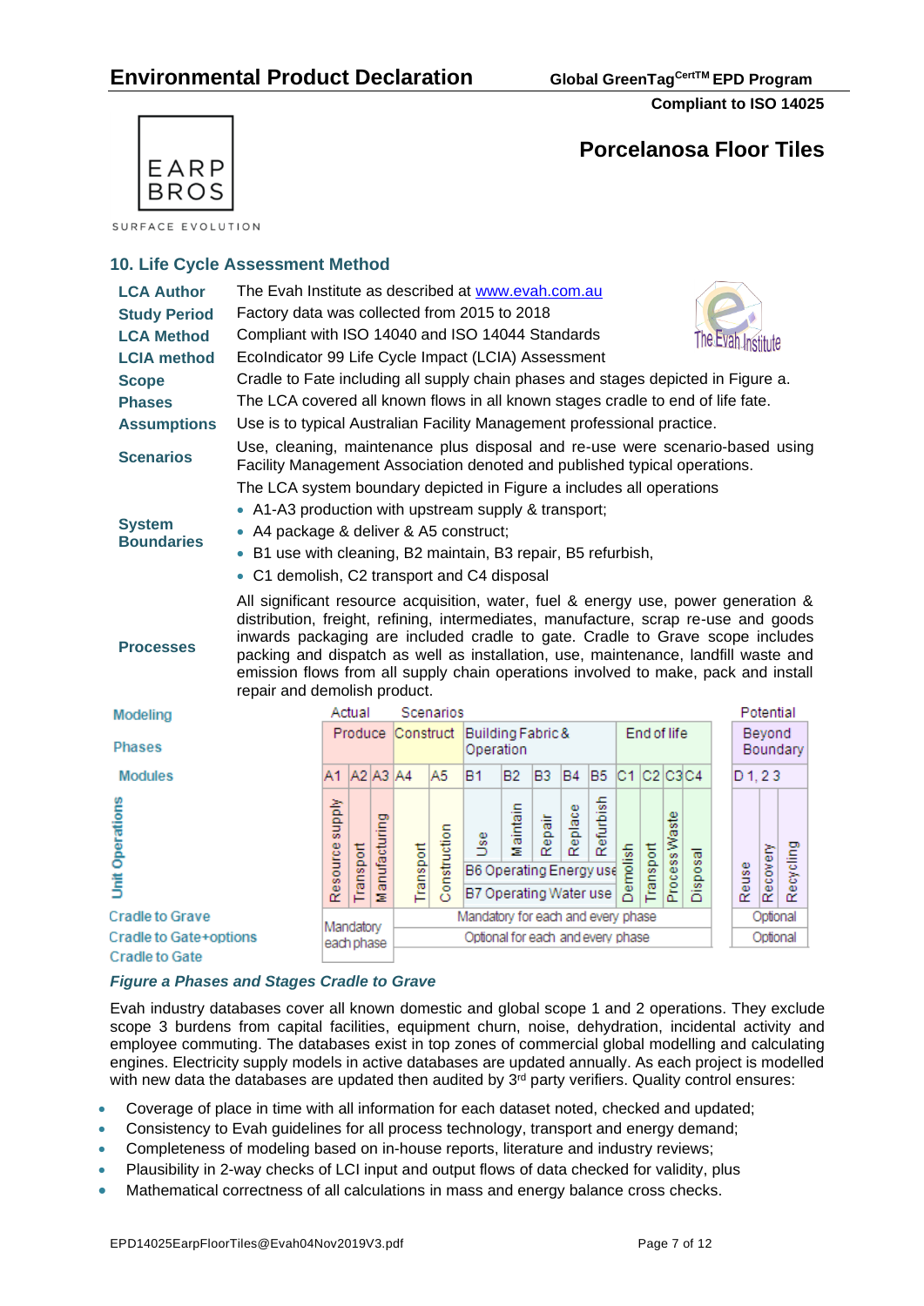## 10. Life Cycle Assessment Method

| | |
|---|---|
| **LCA Author** | The Evah Institute as described at www.evah.com.au |
| **Study Period** | Factory data was collected from 2015 to 2018 |
| **LCA Method** | Compliant with ISO 14040 and ISO 14044 Standards |
| **LCIA method** | EcoIndicator 99 Life Cycle Impact (LCIA) Assessment |
| **Scope** | Cradle to Fate including all supply chain phases and stages depicted in Figure a. |
| **Phases** | The LCA covered all known flows in all known stages cradle to end of life fate. |
| **Assumptions** | Use is to typical Australian Facility Management professional practice. |
| **Scenarios** | Use, cleaning, maintenance plus disposal and re-use were scenario-based using Facility Management Association denoted and published typical operations. |
| **System Boundaries** | The LCA system boundary depicted in Figure a includes all operations<br>• A1-A3 production with upstream supply & transport;<br>• A4 package & deliver & A5 construct;<br>• B1 use with cleaning, B2 maintain, B3 repair, B5 refurbish,<br>• C1 demolish, C2 transport and C4 disposal |
| **Processes** | All significant resource acquisition, water, fuel & energy use, power generation & distribution, freight, refining, intermediates, manufacture, scrap re-use and goods inwards packaging are included cradle to gate. Cradle to Grave scope includes packing and dispatch as well as installation, use, maintenance, landfill waste and emission flows from all supply chain operations involved to make, pack and install repair and demolish product. |

| Modeling | Actual | | | Scenarios | | | | | | | | | | | | Potential | | |
|---|---|---|---|---|---|---|---|---|---|---|---|---|---|---|---|---|---|---|
| Phases | Produce | | | Construct | | Building Fabric & Operation | | | | | End of life | | | | | Beyond Boundary | | |
| Modules | A1 | A2 | A3 | A4 | A5 | B1 | B2 | B3 | B4 | B5 | C1 | C2 | C3 | C4 | | D 1, 2 3 | | |
| Unit Operations | Resource supply | Transport | Manufacturing | Transport | Construction | Use | Maintain | Repair | Replace | Refurbish | Demolish | Transport | Process Waste | Disposal | | Reuse | Recovery | Recycling |
| | | | | | | B6 Operating Energy use | | | | | | | | | | | | |
| | | | | | | B7 Operating Water use | | | | | | | | | | | | |
| Cradle to Grave | Mandatory each phase | | | Mandatory for each and every phase | | | | | | | | | | | | Optional | | |
| Cradle to Gate+options | | | | Optional for each and every phase | | | | | | | | | | | | Optional | | |
| Cradle to Gate | | | | | | | | | | | | | | | | | | |

*Figure a Phases and Stages Cradle to Grave*

Evah industry databases cover all known domestic and global scope 1 and 2 operations. They exclude scope 3 burdens from capital facilities, equipment churn, noise, dehydration, incidental activity and employee commuting. The databases exist in top zones of commercial global modelling and calculating engines. Electricity supply models in active databases are updated annually. As each project is modelled with new data the databases are updated then audited by 3rd party verifiers. Quality control ensures:

- Coverage of place in time with all information for each dataset noted, checked and updated;
- Consistency to Evah guidelines for all process technology, transport and energy demand;
- Completeness of modeling based on in-house reports, literature and industry reviews;
- Plausibility in 2-way checks of LCI input and output flows of data checked for validity, plus
- Mathematical correctness of all calculations in mass and energy balance cross checks.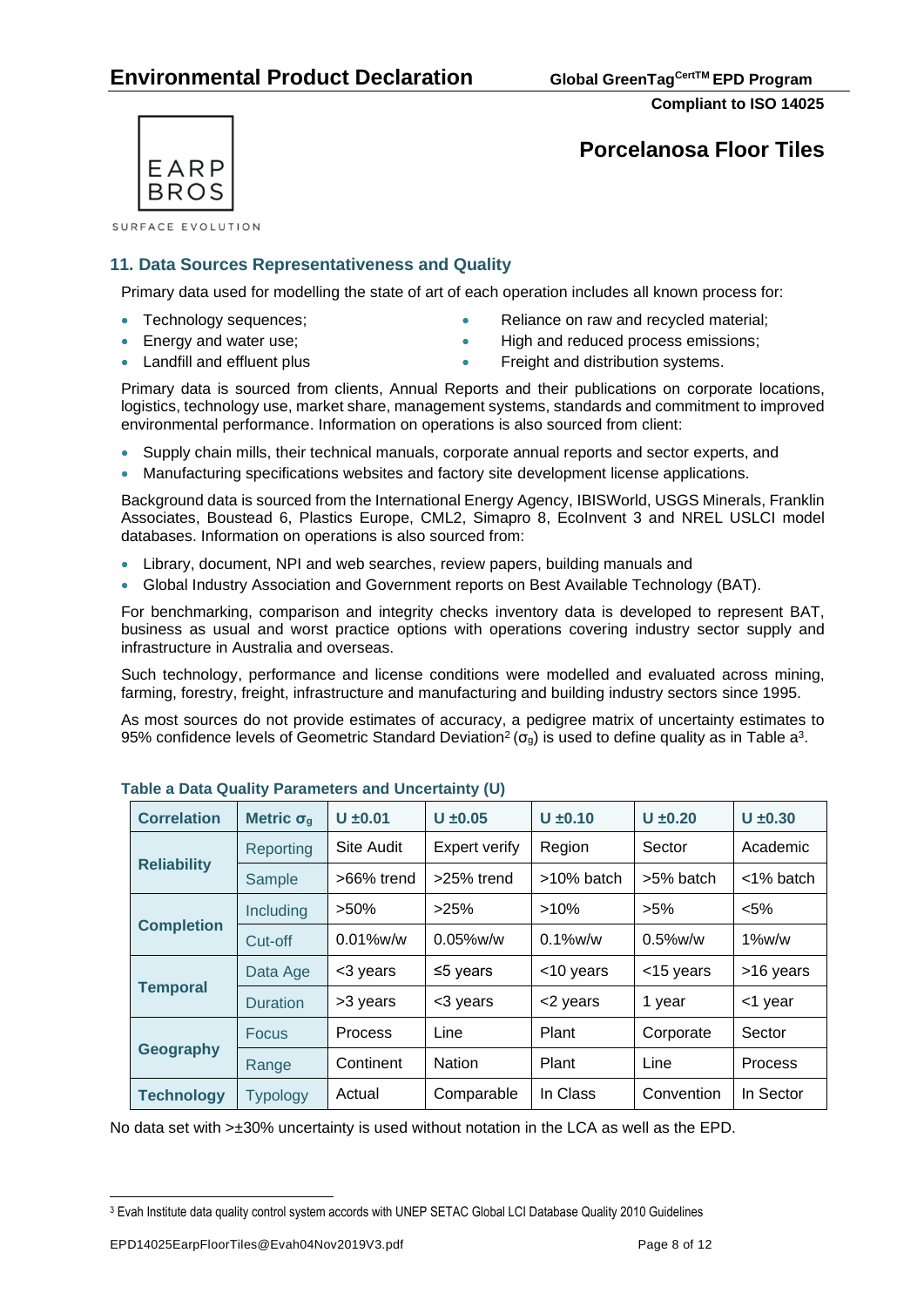## 11. Data Sources Representativeness and Quality

Primary data used for modelling the state of art of each operation includes all known process for:

- Technology sequences;
- Energy and water use;
- Landfill and effluent plus
- Reliance on raw and recycled material;
- High and reduced process emissions;
- Freight and distribution systems.

Primary data is sourced from clients, Annual Reports and their publications on corporate locations, logistics, technology use, market share, management systems, standards and commitment to improved environmental performance. Information on operations is also sourced from client:

- Supply chain mills, their technical manuals, corporate annual reports and sector experts, and
- Manufacturing specifications websites and factory site development license applications.

Background data is sourced from the International Energy Agency, IBISWorld, USGS Minerals, Franklin Associates, Boustead 6, Plastics Europe, CML2, Simapro 8, EcoInvent 3 and NREL USLCI model databases. Information on operations is also sourced from:

- Library, document, NPI and web searches, review papers, building manuals and
- Global Industry Association and Government reports on Best Available Technology (BAT).

For benchmarking, comparison and integrity checks inventory data is developed to represent BAT, business as usual and worst practice options with operations covering industry sector supply and infrastructure in Australia and overseas.

Such technology, performance and license conditions were modelled and evaluated across mining, farming, forestry, freight, infrastructure and manufacturing and building industry sectors since 1995.

As most sources do not provide estimates of accuracy, a pedigree matrix of uncertainty estimates to 95% confidence levels of Geometric Standard Deviation[2] ($\sigma_g$) is used to define quality as in Table a[3].

**Table a Data Quality Parameters and Uncertainty (U)**

| Correlation | Metric $\sigma_g$ | U ±0.01 | U ±0.05 | U ±0.10 | U ±0.20 | U ±0.30 |
|---|---|---|---|---|---|---|
| Reliability | Reporting | Site Audit | Expert verify | Region | Sector | Academic |
| | Sample | >66% trend | >25% trend | >10% batch | >5% batch | <1% batch |
| Completion | Including | >50% | >25% | >10% | >5% | <5% |
| | Cut-off | 0.01%w/w | 0.05%w/w | 0.1%w/w | 0.5%w/w | 1%w/w |
| Temporal | Data Age | <3 years | ≤5 years | <10 years | <15 years | >16 years |
| | Duration | >3 years | <3 years | <2 years | 1 year | <1 year |
| Geography | Focus | Process | Line | Plant | Corporate | Sector |
| | Range | Continent | Nation | Plant | Line | Process |
| Technology | Typology | Actual | Comparable | In Class | Convention | In Sector |

No data set with >±30% uncertainty is used without notation in the LCA as well as the EPD.

[3] Evah Institute data quality control system accords with UNEP SETAC Global LCI Database Quality 2010 Guidelines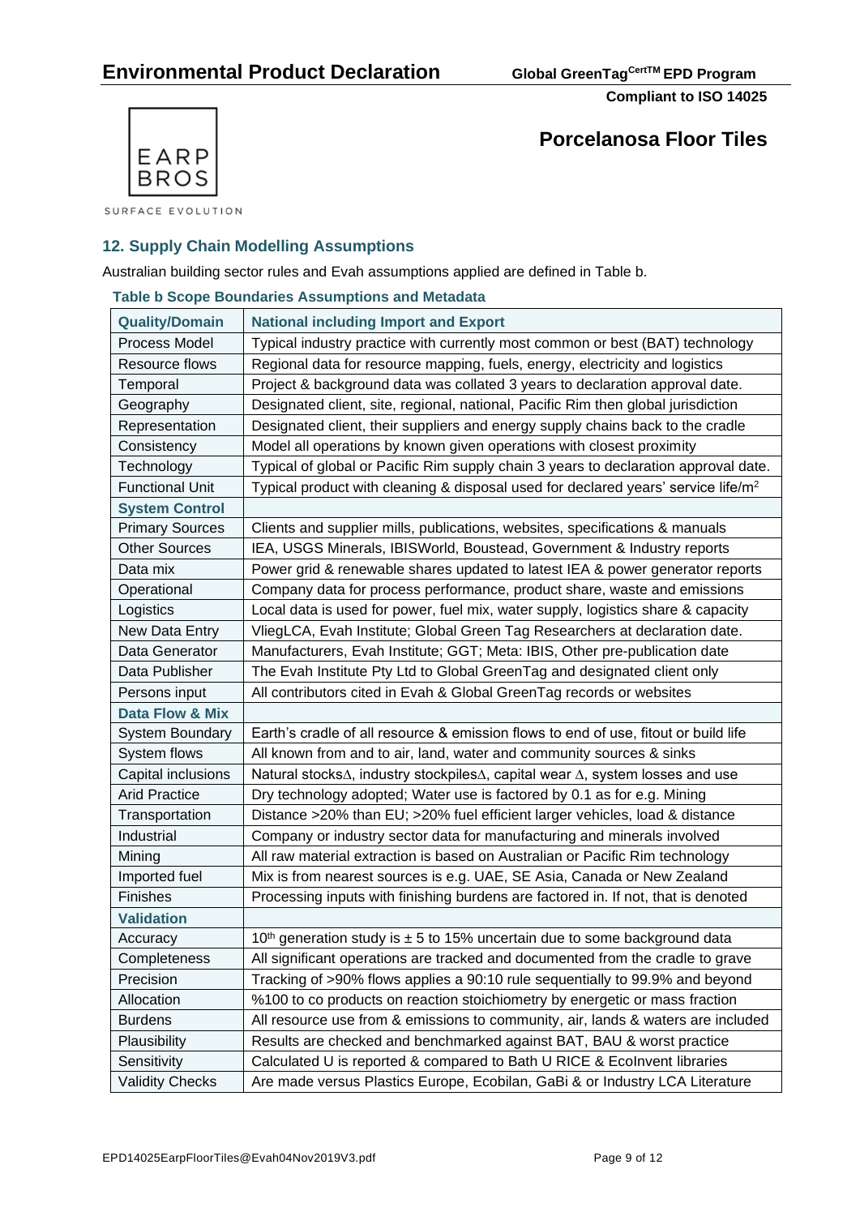## 12. Supply Chain Modelling Assumptions

Australian building sector rules and Evah assumptions applied are defined in Table b.

**Table b Scope Boundaries Assumptions and Metadata**

| Quality/Domain | National including Import and Export |
|---|---|
| Process Model | Typical industry practice with currently most common or best (BAT) technology |
| Resource flows | Regional data for resource mapping, fuels, energy, electricity and logistics |
| Temporal | Project & background data was collated 3 years to declaration approval date. |
| Geography | Designated client, site, regional, national, Pacific Rim then global jurisdiction |
| Representation | Designated client, their suppliers and energy supply chains back to the cradle |
| Consistency | Model all operations by known given operations with closest proximity |
| Technology | Typical of global or Pacific Rim supply chain 3 years to declaration approval date. |
| Functional Unit | Typical product with cleaning & disposal used for declared years' service life/$m^2$ |
| **System Control** | |
| Primary Sources | Clients and supplier mills, publications, websites, specifications & manuals |
| Other Sources | IEA, USGS Minerals, IBISWorld, Boustead, Government & Industry reports |
| Data mix | Power grid & renewable shares updated to latest IEA & power generator reports |
| Operational | Company data for process performance, product share, waste and emissions |
| Logistics | Local data is used for power, fuel mix, water supply, logistics share & capacity |
| New Data Entry | VliegLCA, Evah Institute; Global Green Tag Researchers at declaration date. |
| Data Generator | Manufacturers, Evah Institute; GGT; Meta: IBIS, Other pre-publication date |
| Data Publisher | The Evah Institute Pty Ltd to Global GreenTag and designated client only |
| Persons input | All contributors cited in Evah & Global GreenTag records or websites |
| **Data Flow & Mix** | |
| System Boundary | Earth's cradle of all resource & emission flows to end of use, fitout or build life |
| System flows | All known from and to air, land, water and community sources & sinks |
| Capital inclusions | Natural stocks∆, industry stockpiles∆, capital wear ∆, system losses and use |
| Arid Practice | Dry technology adopted; Water use is factored by 0.1 as for e.g. Mining |
| Transportation | Distance >20% than EU; >20% fuel efficient larger vehicles, load & distance |
| Industrial | Company or industry sector data for manufacturing and minerals involved |
| Mining | All raw material extraction is based on Australian or Pacific Rim technology |
| Imported fuel | Mix is from nearest sources is e.g. UAE, SE Asia, Canada or New Zealand |
| Finishes | Processing inputs with finishing burdens are factored in. If not, that is denoted |
| **Validation** | |
| Accuracy | 10th generation study is ± 5 to 15% uncertain due to some background data |
| Completeness | All significant operations are tracked and documented from the cradle to grave |
| Precision | Tracking of >90% flows applies a 90:10 rule sequentially to 99.9% and beyond |
| Allocation | %100 to co products on reaction stoichiometry by energetic or mass fraction |
| Burdens | All resource use from & emissions to community, air, lands & waters are included |
| Plausibility | Results are checked and benchmarked against BAT, BAU & worst practice |
| Sensitivity | Calculated U is reported & compared to Bath U RICE & EcoInvent libraries |
| Validity Checks | Are made versus Plastics Europe, Ecobilan, GaBi & or Industry LCA Literature |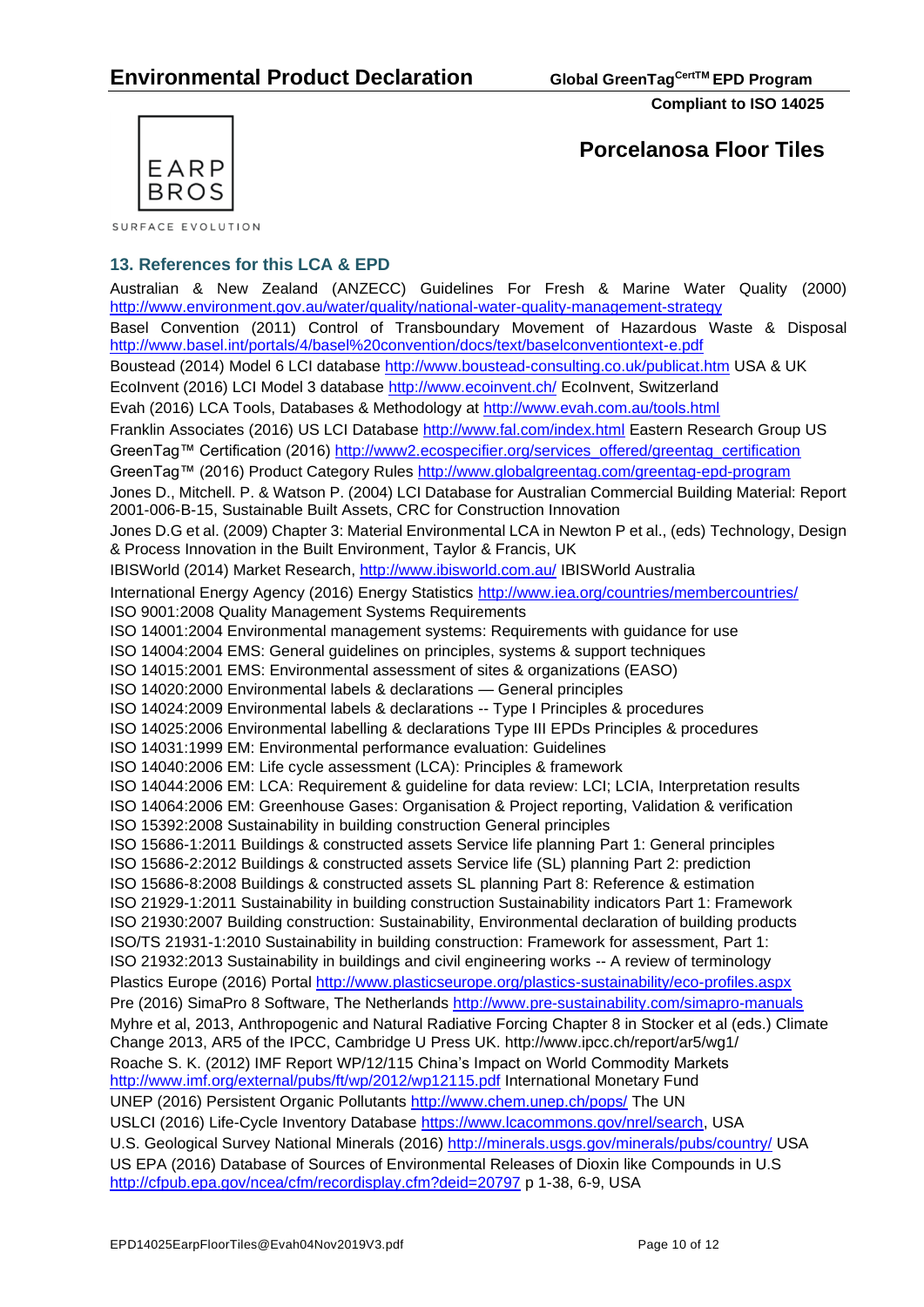## 13. References for this LCA & EPD

Australian & New Zealand (ANZECC) Guidelines For Fresh & Marine Water Quality (2000) http://www.environment.gov.au/water/quality/national-water-quality-management-strategy

Basel Convention (2011) Control of Transboundary Movement of Hazardous Waste & Disposal http://www.basel.int/portals/4/basel%20convention/docs/text/baselconventiontext-e.pdf

Boustead (2014) Model 6 LCI database http://www.boustead-consulting.co.uk/publicat.htm USA & UK

EcoInvent (2016) LCI Model 3 database http://www.ecoinvent.ch/ EcoInvent, Switzerland

Evah (2016) LCA Tools, Databases & Methodology at http://www.evah.com.au/tools.html

Franklin Associates (2016) US LCI Database http://www.fal.com/index.html Eastern Research Group US

GreenTag™ Certification (2016) http://www2.ecospecifier.org/services_offered/greentag_certification

GreenTag™ (2016) Product Category Rules http://www.globalgreentag.com/greentag-epd-program

Jones D., Mitchell. P. & Watson P. (2004) LCI Database for Australian Commercial Building Material: Report 2001-006-B-15, Sustainable Built Assets, CRC for Construction Innovation

Jones D.G et al. (2009) Chapter 3: Material Environmental LCA in Newton P et al., (eds) Technology, Design & Process Innovation in the Built Environment, Taylor & Francis, UK

IBISWorld (2014) Market Research, http://www.ibisworld.com.au/ IBISWorld Australia

International Energy Agency (2016) Energy Statistics http://www.iea.org/countries/membercountries/

ISO 9001:2008 Quality Management Systems Requirements

ISO 14001:2004 Environmental management systems: Requirements with guidance for use

ISO 14004:2004 EMS: General guidelines on principles, systems & support techniques

ISO 14015:2001 EMS: Environmental assessment of sites & organizations (EASO)

ISO 14020:2000 Environmental labels & declarations — General principles

ISO 14024:2009 Environmental labels & declarations -- Type I Principles & procedures

ISO 14025:2006 Environmental labelling & declarations Type III EPDs Principles & procedures

ISO 14031:1999 EM: Environmental performance evaluation: Guidelines

ISO 14040:2006 EM: Life cycle assessment (LCA): Principles & framework

ISO 14044:2006 EM: LCA: Requirement & guideline for data review: LCI; LCIA, Interpretation results

ISO 14064:2006 EM: Greenhouse Gases: Organisation & Project reporting, Validation & verification

ISO 15392:2008 Sustainability in building construction General principles

ISO 15686-1:2011 Buildings & constructed assets Service life planning Part 1: General principles

ISO 15686-2:2012 Buildings & constructed assets Service life (SL) planning Part 2: prediction

ISO 15686-8:2008 Buildings & constructed assets SL planning Part 8: Reference & estimation

ISO 21929-1:2011 Sustainability in building construction Sustainability indicators Part 1: Framework

ISO 21930:2007 Building construction: Sustainability, Environmental declaration of building products

ISO/TS 21931-1:2010 Sustainability in building construction: Framework for assessment, Part 1:

ISO 21932:2013 Sustainability in buildings and civil engineering works -- A review of terminology

Plastics Europe (2016) Portal http://www.plasticseurope.org/plastics-sustainability/eco-profiles.aspx

Pre (2016) SimaPro 8 Software, The Netherlands http://www.pre-sustainability.com/simapro-manuals

Myhre et al, 2013, Anthropogenic and Natural Radiative Forcing Chapter 8 in Stocker et al (eds.) Climate Change 2013, AR5 of the IPCC, Cambridge U Press UK. http://www.ipcc.ch/report/ar5/wg1/

Roache S. K. (2012) IMF Report WP/12/115 China's Impact on World Commodity Markets http://www.imf.org/external/pubs/ft/wp/2012/wp12115.pdf International Monetary Fund

UNEP (2016) Persistent Organic Pollutants http://www.chem.unep.ch/pops/ The UN

USLCI (2016) Life-Cycle Inventory Database https://www.lcacommons.gov/nrel/search, USA

U.S. Geological Survey National Minerals (2016) http://minerals.usgs.gov/minerals/pubs/country/ USA

US EPA (2016) Database of Sources of Environmental Releases of Dioxin like Compounds in U.S http://cfpub.epa.gov/ncea/cfm/recordisplay.cfm?deid=20797 p 1-38, 6-9, USA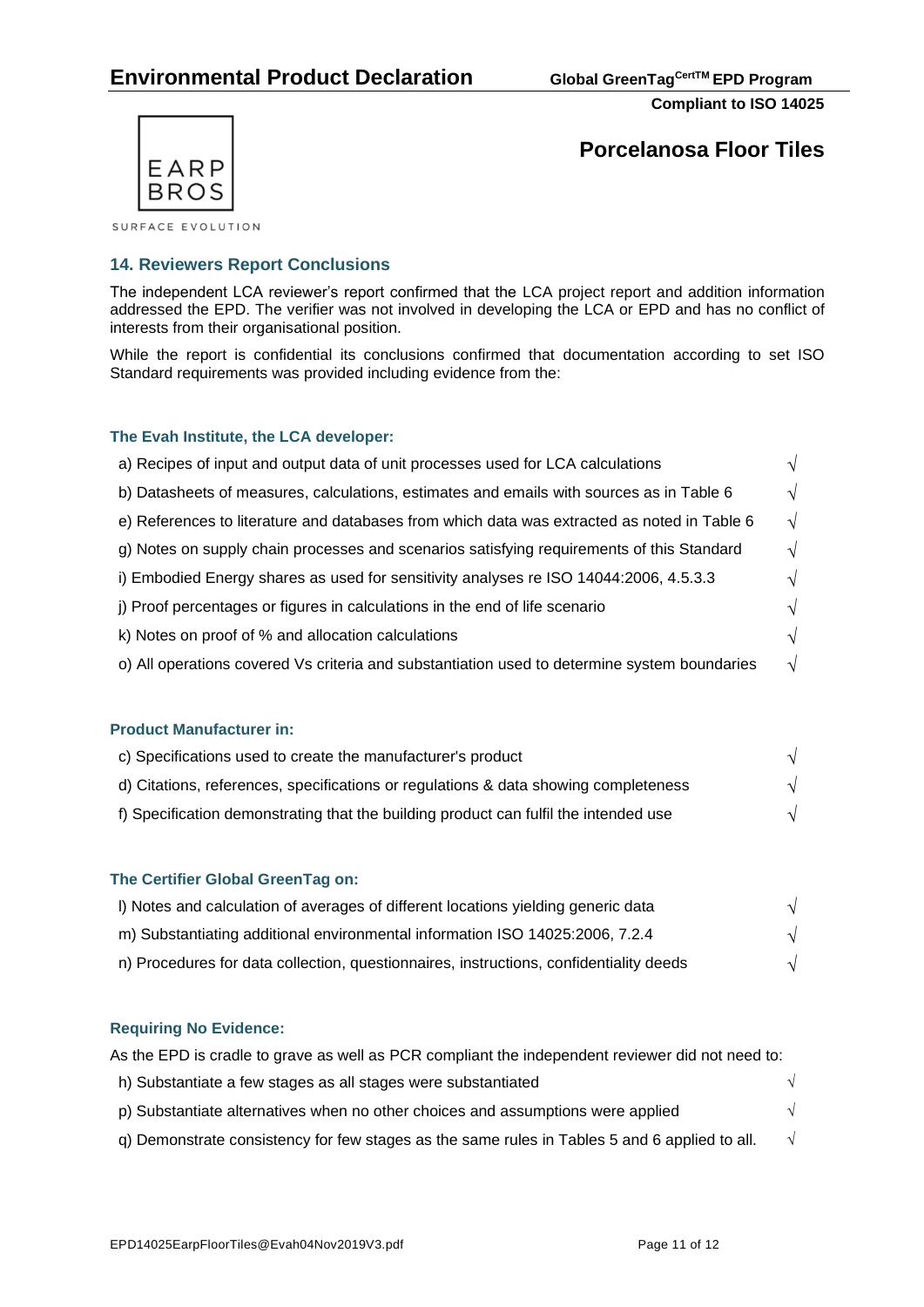## 14. Reviewers Report Conclusions

The independent LCA reviewer's report confirmed that the LCA project report and addition information addressed the EPD. The verifier was not involved in developing the LCA or EPD and has no conflict of interests from their organisational position.

While the report is confidential its conclusions confirmed that documentation according to set ISO Standard requirements was provided including evidence from the:

### The Evah Institute, the LCA developer:

- a) Recipes of input and output data of unit processes used for LCA calculations √
- b) Datasheets of measures, calculations, estimates and emails with sources as in Table 6 √
- e) References to literature and databases from which data was extracted as noted in Table 6 √
- g) Notes on supply chain processes and scenarios satisfying requirements of this Standard √
- i) Embodied Energy shares as used for sensitivity analyses re ISO 14044:2006, 4.5.3.3 √
- j) Proof percentages or figures in calculations in the end of life scenario √
- k) Notes on proof of % and allocation calculations √
- o) All operations covered Vs criteria and substantiation used to determine system boundaries √

### Product Manufacturer in:

- c) Specifications used to create the manufacturer's product √
- d) Citations, references, specifications or regulations & data showing completeness √
- f) Specification demonstrating that the building product can fulfil the intended use √

### The Certifier Global GreenTag on:

- l) Notes and calculation of averages of different locations yielding generic data √
- m) Substantiating additional environmental information ISO 14025:2006, 7.2.4 √
- n) Procedures for data collection, questionnaires, instructions, confidentiality deeds √

### Requiring No Evidence:

As the EPD is cradle to grave as well as PCR compliant the independent reviewer did not need to:

- h) Substantiate a few stages as all stages were substantiated √
- p) Substantiate alternatives when no other choices and assumptions were applied √
- q) Demonstrate consistency for few stages as the same rules in Tables 5 and 6 applied to all. √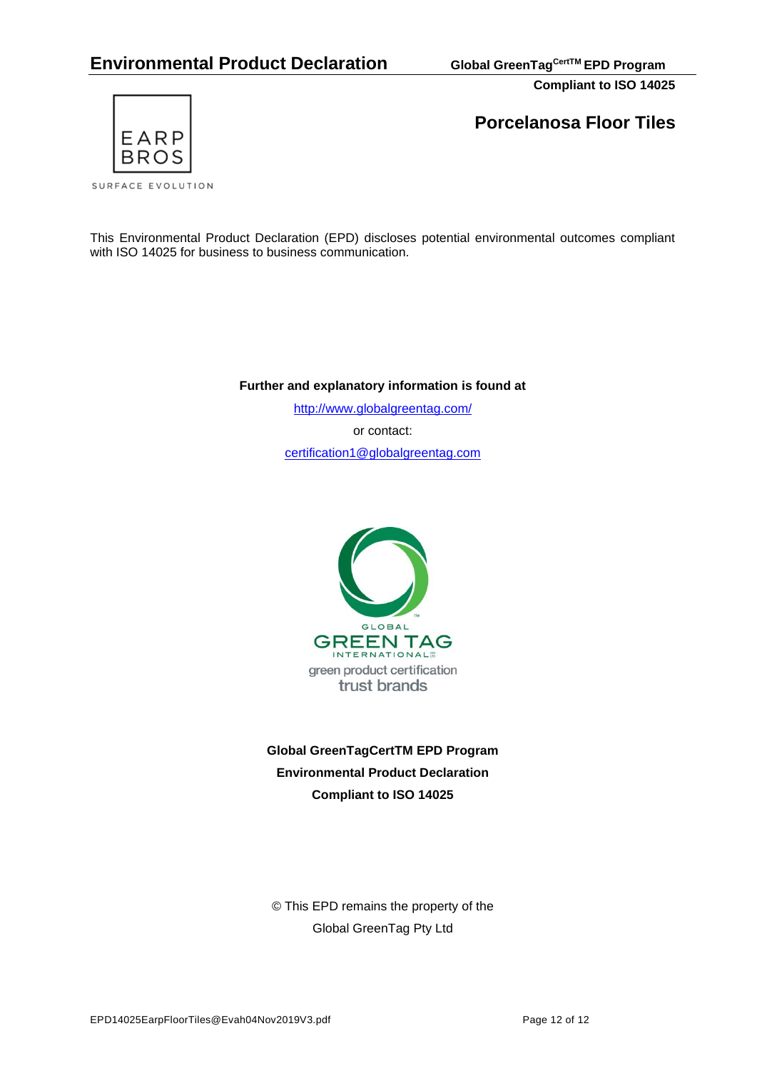# Porcelanosa Floor Tiles

This Environmental Product Declaration (EPD) discloses potential environmental outcomes compliant with ISO 14025 for business to business communication.

**Further and explanatory information is found at**

http://www.globalgreentag.com/

or contact:

certification1@globalgreentag.com

**Global GreenTagCertTM EPD Program**

**Environmental Product Declaration**

**Compliant to ISO 14025**

© This EPD remains the property of the Global GreenTag Pty Ltd